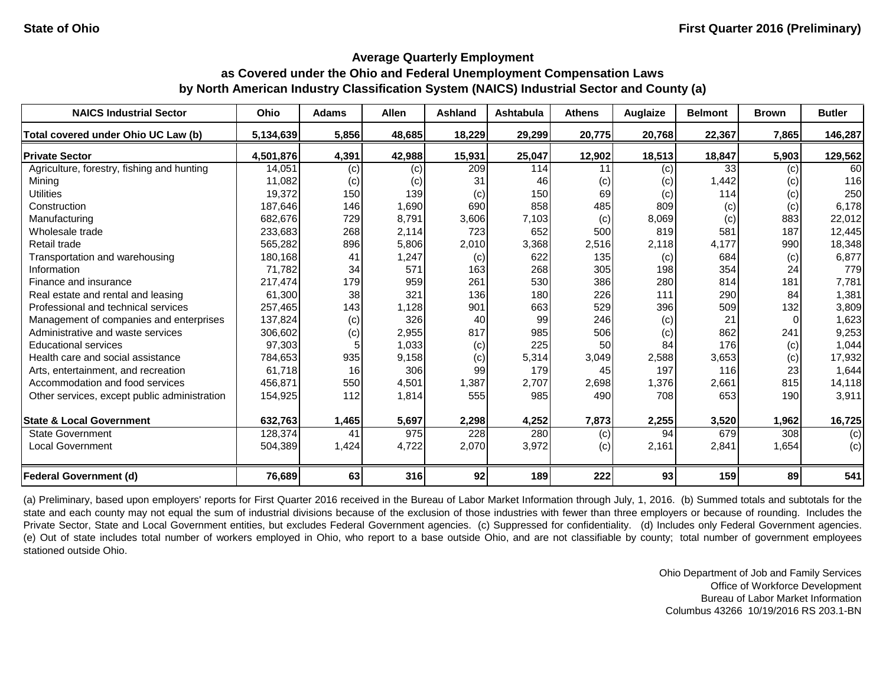## Average Quarterly Employment as Covered under the Ohio and Federal Unemployment Compensation Laws by North American Industry Classification System (NAICS) Industrial Sector and County (a)

State of Ohio — First Quarter 2016 (Preliminary)

| NAICS Industrial Sector | Ohio | Adams | Allen | Ashland | Ashtabula | Athens | Auglaize | Belmont | Brown | Butler |
|---|---|---|---|---|---|---|---|---|---|---|
| **Total covered under Ohio UC Law (b)** | **5,134,639** | **5,856** | **48,685** | **18,229** | **29,299** | **20,775** | **20,768** | **22,367** | **7,865** | **146,287** |
| **Private Sector** | **4,501,876** | **4,391** | **42,988** | **15,931** | **25,047** | **12,902** | **18,513** | **18,847** | **5,903** | **129,562** |
| Agriculture, forestry, fishing and hunting | 14,051 | (c) | (c) | 209 | 114 | 11 | (c) | 33 | (c) | 60 |
| Mining | 11,082 | (c) | (c) | 31 | 46 | (c) | (c) | 1,442 | (c) | 116 |
| Utilities | 19,372 | 150 | 139 | (c) | 150 | 69 | (c) | 114 | (c) | 250 |
| Construction | 187,646 | 146 | 1,690 | 690 | 858 | 485 | 809 | (c) | (c) | 6,178 |
| Manufacturing | 682,676 | 729 | 8,791 | 3,606 | 7,103 | (c) | 8,069 | (c) | 883 | 22,012 |
| Wholesale trade | 233,683 | 268 | 2,114 | 723 | 652 | 500 | 819 | 581 | 187 | 12,445 |
| Retail trade | 565,282 | 896 | 5,806 | 2,010 | 3,368 | 2,516 | 2,118 | 4,177 | 990 | 18,348 |
| Transportation and warehousing | 180,168 | 41 | 1,247 | (c) | 622 | 135 | (c) | 684 | (c) | 6,877 |
| Information | 71,782 | 34 | 571 | 163 | 268 | 305 | 198 | 354 | 24 | 779 |
| Finance and insurance | 217,474 | 179 | 959 | 261 | 530 | 386 | 280 | 814 | 181 | 7,781 |
| Real estate and rental and leasing | 61,300 | 38 | 321 | 136 | 180 | 226 | 111 | 290 | 84 | 1,381 |
| Professional and technical services | 257,465 | 143 | 1,128 | 901 | 663 | 529 | 396 | 509 | 132 | 3,809 |
| Management of companies and enterprises | 137,824 | (c) | 326 | 40 | 99 | 246 | (c) | 21 | 0 | 1,623 |
| Administrative and waste services | 306,602 | (c) | 2,955 | 817 | 985 | 506 | (c) | 862 | 241 | 9,253 |
| Educational services | 97,303 | 5 | 1,033 | (c) | 225 | 50 | 84 | 176 | (c) | 1,044 |
| Health care and social assistance | 784,653 | 935 | 9,158 | (c) | 5,314 | 3,049 | 2,588 | 3,653 | (c) | 17,932 |
| Arts, entertainment, and recreation | 61,718 | 16 | 306 | 99 | 179 | 45 | 197 | 116 | 23 | 1,644 |
| Accommodation and food services | 456,871 | 550 | 4,501 | 1,387 | 2,707 | 2,698 | 1,376 | 2,661 | 815 | 14,118 |
| Other services, except public administration | 154,925 | 112 | 1,814 | 555 | 985 | 490 | 708 | 653 | 190 | 3,911 |
| **State & Local Government** | **632,763** | **1,465** | **5,697** | **2,298** | **4,252** | **7,873** | **2,255** | **3,520** | **1,962** | **16,725** |
| State Government | 128,374 | 41 | 975 | 228 | 280 | (c) | 94 | 679 | 308 | (c) |
| Local Government | 504,389 | 1,424 | 4,722 | 2,070 | 3,972 | (c) | 2,161 | 2,841 | 1,654 | (c) |
| **Federal Government (d)** | **76,689** | **63** | **316** | **92** | **189** | **222** | **93** | **159** | **89** | **541** |

(a) Preliminary, based upon employers' reports for First Quarter 2016 received in the Bureau of Labor Market Information through July, 1, 2016. (b) Summed totals and subtotals for the state and each county may not equal the sum of industrial divisions because of the exclusion of those industries with fewer than three employers or because of rounding. Includes the Private Sector, State and Local Government entities, but excludes Federal Government agencies. (c) Suppressed for confidentiality. (d) Includes only Federal Government agencies. (e) Out of state includes total number of workers employed in Ohio, who report to a base outside Ohio, and are not classifiable by county; total number of government employees stationed outside Ohio.

Ohio Department of Job and Family Services
Office of Workforce Development
Bureau of Labor Market Information
Columbus 43266 10/19/2016 RS 203.1-BN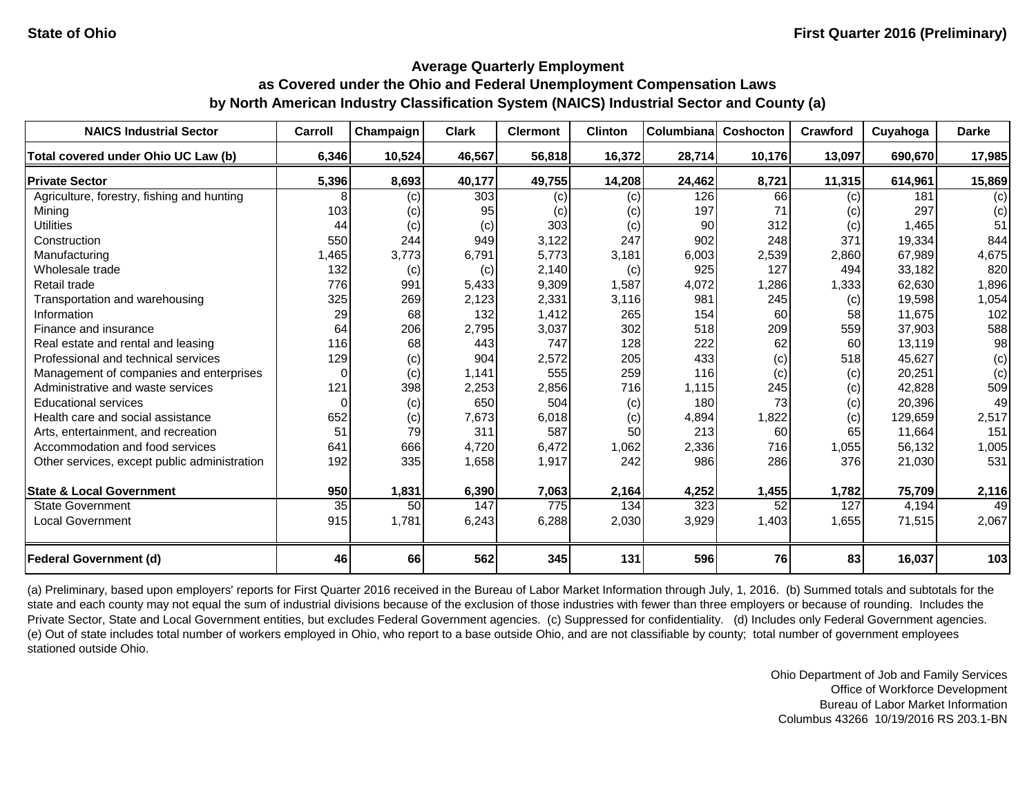State of Ohio

First Quarter 2016 (Preliminary)

## Average Quarterly Employment
## as Covered under the Ohio and Federal Unemployment Compensation Laws
## by North American Industry Classification System (NAICS) Industrial Sector and County (a)

| NAICS Industrial Sector | Carroll | Champaign | Clark | Clermont | Clinton | Columbiana | Coshocton | Crawford | Cuyahoga | Darke |
|---|---|---|---|---|---|---|---|---|---|---|
| **Total covered under Ohio UC Law (b)** | **6,346** | **10,524** | **46,567** | **56,818** | **16,372** | **28,714** | **10,176** | **13,097** | **690,670** | **17,985** |
| **Private Sector** | **5,396** | **8,693** | **40,177** | **49,755** | **14,208** | **24,462** | **8,721** | **11,315** | **614,961** | **15,869** |
| Agriculture, forestry, fishing and hunting | 8 | (c) | 303 | (c) | (c) | 126 | 66 | (c) | 181 | (c) |
| Mining | 103 | (c) | 95 | (c) | (c) | 197 | 71 | (c) | 297 | (c) |
| Utilities | 44 | (c) | (c) | 303 | (c) | 90 | 312 | (c) | 1,465 | 51 |
| Construction | 550 | 244 | 949 | 3,122 | 247 | 902 | 248 | 371 | 19,334 | 844 |
| Manufacturing | 1,465 | 3,773 | 6,791 | 5,773 | 3,181 | 6,003 | 2,539 | 2,860 | 67,989 | 4,675 |
| Wholesale trade | 132 | (c) | (c) | 2,140 | (c) | 925 | 127 | 494 | 33,182 | 820 |
| Retail trade | 776 | 991 | 5,433 | 9,309 | 1,587 | 4,072 | 1,286 | 1,333 | 62,630 | 1,896 |
| Transportation and warehousing | 325 | 269 | 2,123 | 2,331 | 3,116 | 981 | 245 | (c) | 19,598 | 1,054 |
| Information | 29 | 68 | 132 | 1,412 | 265 | 154 | 60 | 58 | 11,675 | 102 |
| Finance and insurance | 64 | 206 | 2,795 | 3,037 | 302 | 518 | 209 | 559 | 37,903 | 588 |
| Real estate and rental and leasing | 116 | 68 | 443 | 747 | 128 | 222 | 62 | 60 | 13,119 | 98 |
| Professional and technical services | 129 | (c) | 904 | 2,572 | 205 | 433 | (c) | 518 | 45,627 | (c) |
| Management of companies and enterprises | 0 | (c) | 1,141 | 555 | 259 | 116 | (c) | (c) | 20,251 | (c) |
| Administrative and waste services | 121 | 398 | 2,253 | 2,856 | 716 | 1,115 | 245 | (c) | 42,828 | 509 |
| Educational services | 0 | (c) | 650 | 504 | (c) | 180 | 73 | (c) | 20,396 | 49 |
| Health care and social assistance | 652 | (c) | 7,673 | 6,018 | (c) | 4,894 | 1,822 | (c) | 129,659 | 2,517 |
| Arts, entertainment, and recreation | 51 | 79 | 311 | 587 | 50 | 213 | 60 | 65 | 11,664 | 151 |
| Accommodation and food services | 641 | 666 | 4,720 | 6,472 | 1,062 | 2,336 | 716 | 1,055 | 56,132 | 1,005 |
| Other services, except public administration | 192 | 335 | 1,658 | 1,917 | 242 | 986 | 286 | 376 | 21,030 | 531 |
| **State & Local Government** | **950** | **1,831** | **6,390** | **7,063** | **2,164** | **4,252** | **1,455** | **1,782** | **75,709** | **2,116** |
| State Government | 35 | 50 | 147 | 775 | 134 | 323 | 52 | 127 | 4,194 | 49 |
| Local Government | 915 | 1,781 | 6,243 | 6,288 | 2,030 | 3,929 | 1,403 | 1,655 | 71,515 | 2,067 |
| **Federal Government (d)** | **46** | **66** | **562** | **345** | **131** | **596** | **76** | **83** | **16,037** | **103** |

(a) Preliminary, based upon employers' reports for First Quarter 2016 received in the Bureau of Labor Market Information through July, 1, 2016. (b) Summed totals and subtotals for the state and each county may not equal the sum of industrial divisions because of the exclusion of those industries with fewer than three employers or because of rounding. Includes the Private Sector, State and Local Government entities, but excludes Federal Government agencies. (c) Suppressed for confidentiality. (d) Includes only Federal Government agencies. (e) Out of state includes total number of workers employed in Ohio, who report to a base outside Ohio, and are not classifiable by county; total number of government employees stationed outside Ohio.

Ohio Department of Job and Family Services
Office of Workforce Development
Bureau of Labor Market Information
Columbus 43266 10/19/2016 RS 203.1-BN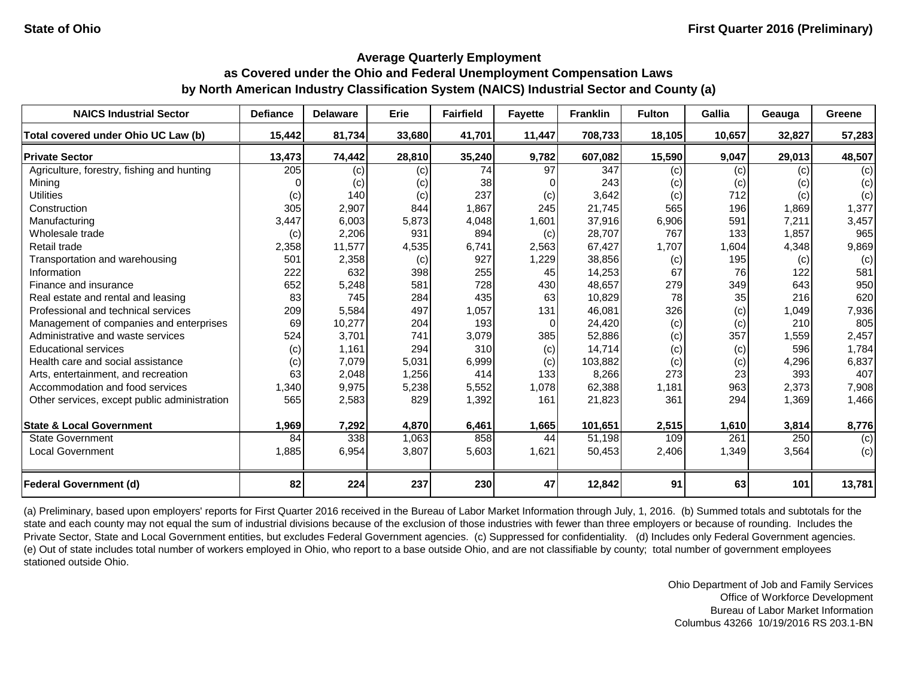State of Ohio

First Quarter 2016 (Preliminary)

## Average Quarterly Employment as Covered under the Ohio and Federal Unemployment Compensation Laws by North American Industry Classification System (NAICS) Industrial Sector and County (a)

| NAICS Industrial Sector | Defiance | Delaware | Erie | Fairfield | Fayette | Franklin | Fulton | Gallia | Geauga | Greene |
|---|---|---|---|---|---|---|---|---|---|---|
| **Total covered under Ohio UC Law (b)** | **15,442** | **81,734** | **33,680** | **41,701** | **11,447** | **708,733** | **18,105** | **10,657** | **32,827** | **57,283** |
| **Private Sector** | **13,473** | **74,442** | **28,810** | **35,240** | **9,782** | **607,082** | **15,590** | **9,047** | **29,013** | **48,507** |
| Agriculture, forestry, fishing and hunting | 205 | (c) | (c) | 74 | 97 | 347 | (c) | (c) | (c) | (c) |
| Mining | 0 | (c) | (c) | 38 | 0 | 243 | (c) | (c) | (c) | (c) |
| Utilities | (c) | 140 | (c) | 237 | (c) | 3,642 | (c) | 712 | (c) | (c) |
| Construction | 305 | 2,907 | 844 | 1,867 | 245 | 21,745 | 565 | 196 | 1,869 | 1,377 |
| Manufacturing | 3,447 | 6,003 | 5,873 | 4,048 | 1,601 | 37,916 | 6,906 | 591 | 7,211 | 3,457 |
| Wholesale trade | (c) | 2,206 | 931 | 894 | (c) | 28,707 | 767 | 133 | 1,857 | 965 |
| Retail trade | 2,358 | 11,577 | 4,535 | 6,741 | 2,563 | 67,427 | 1,707 | 1,604 | 4,348 | 9,869 |
| Transportation and warehousing | 501 | 2,358 | (c) | 927 | 1,229 | 38,856 | (c) | 195 | (c) | (c) |
| Information | 222 | 632 | 398 | 255 | 45 | 14,253 | 67 | 76 | 122 | 581 |
| Finance and insurance | 652 | 5,248 | 581 | 728 | 430 | 48,657 | 279 | 349 | 643 | 950 |
| Real estate and rental and leasing | 83 | 745 | 284 | 435 | 63 | 10,829 | 78 | 35 | 216 | 620 |
| Professional and technical services | 209 | 5,584 | 497 | 1,057 | 131 | 46,081 | 326 | (c) | 1,049 | 7,936 |
| Management of companies and enterprises | 69 | 10,277 | 204 | 193 | 0 | 24,420 | (c) | (c) | 210 | 805 |
| Administrative and waste services | 524 | 3,701 | 741 | 3,079 | 385 | 52,886 | (c) | 357 | 1,559 | 2,457 |
| Educational services | (c) | 1,161 | 294 | 310 | (c) | 14,714 | (c) | (c) | 596 | 1,784 |
| Health care and social assistance | (c) | 7,079 | 5,031 | 6,999 | (c) | 103,882 | (c) | (c) | 4,296 | 6,837 |
| Arts, entertainment, and recreation | 63 | 2,048 | 1,256 | 414 | 133 | 8,266 | 273 | 23 | 393 | 407 |
| Accommodation and food services | 1,340 | 9,975 | 5,238 | 5,552 | 1,078 | 62,388 | 1,181 | 963 | 2,373 | 7,908 |
| Other services, except public administration | 565 | 2,583 | 829 | 1,392 | 161 | 21,823 | 361 | 294 | 1,369 | 1,466 |
| **State & Local Government** | **1,969** | **7,292** | **4,870** | **6,461** | **1,665** | **101,651** | **2,515** | **1,610** | **3,814** | **8,776** |
| State Government | 84 | 338 | 1,063 | 858 | 44 | 51,198 | 109 | 261 | 250 | (c) |
| Local Government | 1,885 | 6,954 | 3,807 | 5,603 | 1,621 | 50,453 | 2,406 | 1,349 | 3,564 | (c) |
| **Federal Government (d)** | **82** | **224** | **237** | **230** | **47** | **12,842** | **91** | **63** | **101** | **13,781** |

(a) Preliminary, based upon employers' reports for First Quarter 2016 received in the Bureau of Labor Market Information through July, 1, 2016. (b) Summed totals and subtotals for the state and each county may not equal the sum of industrial divisions because of the exclusion of those industries with fewer than three employers or because of rounding. Includes the Private Sector, State and Local Government entities, but excludes Federal Government agencies. (c) Suppressed for confidentiality. (d) Includes only Federal Government agencies. (e) Out of state includes total number of workers employed in Ohio, who report to a base outside Ohio, and are not classifiable by county; total number of government employees stationed outside Ohio.

Ohio Department of Job and Family Services
Office of Workforce Development
Bureau of Labor Market Information
Columbus 43266 10/19/2016 RS 203.1-BN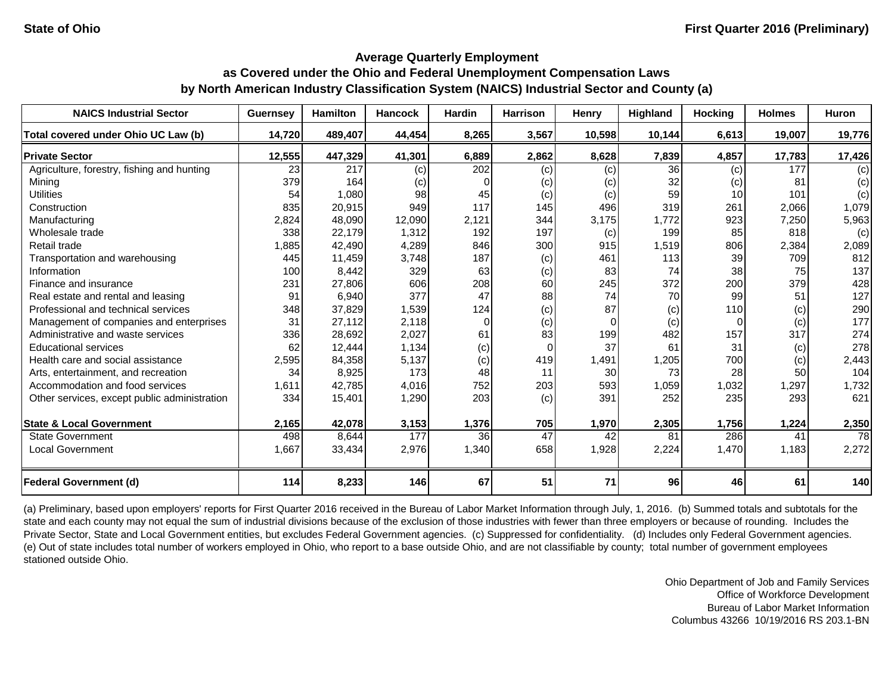State of Ohio — First Quarter 2016 (Preliminary)

## Average Quarterly Employment as Covered under the Ohio and Federal Unemployment Compensation Laws by North American Industry Classification System (NAICS) Industrial Sector and County (a)

| NAICS Industrial Sector | Guernsey | Hamilton | Hancock | Hardin | Harrison | Henry | Highland | Hocking | Holmes | Huron |
|---|---|---|---|---|---|---|---|---|---|---|
| **Total covered under Ohio UC Law (b)** | **14,720** | **489,407** | **44,454** | **8,265** | **3,567** | **10,598** | **10,144** | **6,613** | **19,007** | **19,776** |
| **Private Sector** | **12,555** | **447,329** | **41,301** | **6,889** | **2,862** | **8,628** | **7,839** | **4,857** | **17,783** | **17,426** |
| Agriculture, forestry, fishing and hunting | 23 | 217 | (c) | 202 | (c) | (c) | 36 | (c) | 177 | (c) |
| Mining | 379 | 164 | (c) | 0 | (c) | (c) | 32 | (c) | 81 | (c) |
| Utilities | 54 | 1,080 | 98 | 45 | (c) | (c) | 59 | 10 | 101 | (c) |
| Construction | 835 | 20,915 | 949 | 117 | 145 | 496 | 319 | 261 | 2,066 | 1,079 |
| Manufacturing | 2,824 | 48,090 | 12,090 | 2,121 | 344 | 3,175 | 1,772 | 923 | 7,250 | 5,963 |
| Wholesale trade | 338 | 22,179 | 1,312 | 192 | 197 | (c) | 199 | 85 | 818 | (c) |
| Retail trade | 1,885 | 42,490 | 4,289 | 846 | 300 | 915 | 1,519 | 806 | 2,384 | 2,089 |
| Transportation and warehousing | 445 | 11,459 | 3,748 | 187 | (c) | 461 | 113 | 39 | 709 | 812 |
| Information | 100 | 8,442 | 329 | 63 | (c) | 83 | 74 | 38 | 75 | 137 |
| Finance and insurance | 231 | 27,806 | 606 | 208 | 60 | 245 | 372 | 200 | 379 | 428 |
| Real estate and rental and leasing | 91 | 6,940 | 377 | 47 | 88 | 74 | 70 | 99 | 51 | 127 |
| Professional and technical services | 348 | 37,829 | 1,539 | 124 | (c) | 87 | (c) | 110 | (c) | 290 |
| Management of companies and enterprises | 31 | 27,112 | 2,118 | 0 | (c) | 0 | (c) | 0 | (c) | 177 |
| Administrative and waste services | 336 | 28,692 | 2,027 | 61 | 83 | 199 | 482 | 157 | 317 | 274 |
| Educational services | 62 | 12,444 | 1,134 | (c) | 0 | 37 | 61 | 31 | (c) | 278 |
| Health care and social assistance | 2,595 | 84,358 | 5,137 | (c) | 419 | 1,491 | 1,205 | 700 | (c) | 2,443 |
| Arts, entertainment, and recreation | 34 | 8,925 | 173 | 48 | 11 | 30 | 73 | 28 | 50 | 104 |
| Accommodation and food services | 1,611 | 42,785 | 4,016 | 752 | 203 | 593 | 1,059 | 1,032 | 1,297 | 1,732 |
| Other services, except public administration | 334 | 15,401 | 1,290 | 203 | (c) | 391 | 252 | 235 | 293 | 621 |
| **State & Local Government** | **2,165** | **42,078** | **3,153** | **1,376** | **705** | **1,970** | **2,305** | **1,756** | **1,224** | **2,350** |
| State Government | 498 | 8,644 | 177 | 36 | 47 | 42 | 81 | 286 | 41 | 78 |
| Local Government | 1,667 | 33,434 | 2,976 | 1,340 | 658 | 1,928 | 2,224 | 1,470 | 1,183 | 2,272 |
| **Federal Government (d)** | **114** | **8,233** | **146** | **67** | **51** | **71** | **96** | **46** | **61** | **140** |

(a) Preliminary, based upon employers' reports for First Quarter 2016 received in the Bureau of Labor Market Information through July, 1, 2016. (b) Summed totals and subtotals for the state and each county may not equal the sum of industrial divisions because of the exclusion of those industries with fewer than three employers or because of rounding. Includes the Private Sector, State and Local Government entities, but excludes Federal Government agencies. (c) Suppressed for confidentiality. (d) Includes only Federal Government agencies. (e) Out of state includes total number of workers employed in Ohio, who report to a base outside Ohio, and are not classifiable by county; total number of government employees stationed outside Ohio.

Ohio Department of Job and Family Services
Office of Workforce Development
Bureau of Labor Market Information
Columbus 43266 10/19/2016 RS 203.1-BN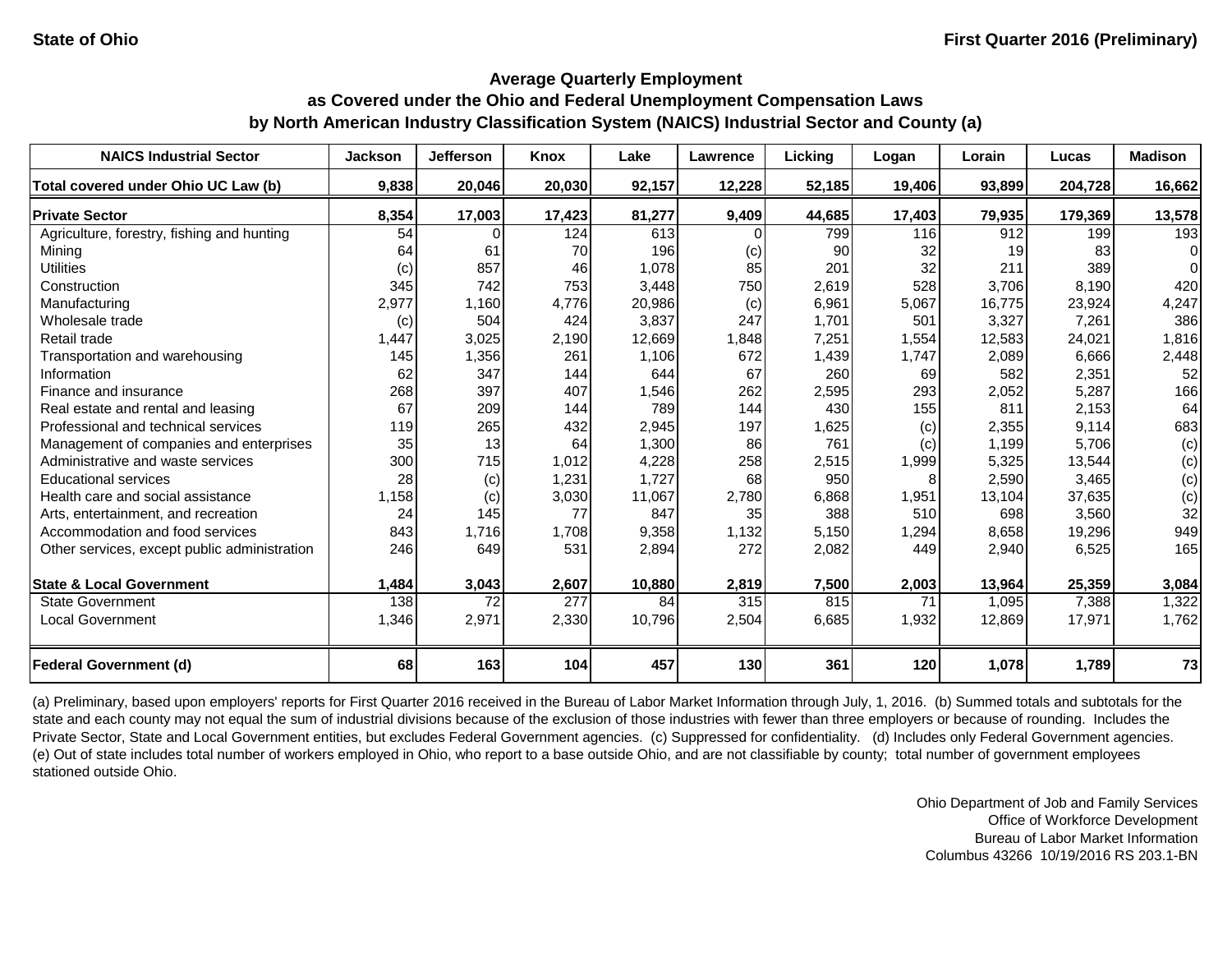State of Ohio First Quarter 2016 (Preliminary)

## Average Quarterly Employment
## as Covered under the Ohio and Federal Unemployment Compensation Laws
## by North American Industry Classification System (NAICS) Industrial Sector and County (a)

| NAICS Industrial Sector | Jackson | Jefferson | Knox | Lake | Lawrence | Licking | Logan | Lorain | Lucas | Madison |
|---|---|---|---|---|---|---|---|---|---|---|
| **Total covered under Ohio UC Law (b)** | **9,838** | **20,046** | **20,030** | **92,157** | **12,228** | **52,185** | **19,406** | **93,899** | **204,728** | **16,662** |
| **Private Sector** | **8,354** | **17,003** | **17,423** | **81,277** | **9,409** | **44,685** | **17,403** | **79,935** | **179,369** | **13,578** |
| Agriculture, forestry, fishing and hunting | 54 | 0 | 124 | 613 | 0 | 799 | 116 | 912 | 199 | 193 |
| Mining | 64 | 61 | 70 | 196 | (c) | 90 | 32 | 19 | 83 | 0 |
| Utilities | (c) | 857 | 46 | 1,078 | 85 | 201 | 32 | 211 | 389 | 0 |
| Construction | 345 | 742 | 753 | 3,448 | 750 | 2,619 | 528 | 3,706 | 8,190 | 420 |
| Manufacturing | 2,977 | 1,160 | 4,776 | 20,986 | (c) | 6,961 | 5,067 | 16,775 | 23,924 | 4,247 |
| Wholesale trade | (c) | 504 | 424 | 3,837 | 247 | 1,701 | 501 | 3,327 | 7,261 | 386 |
| Retail trade | 1,447 | 3,025 | 2,190 | 12,669 | 1,848 | 7,251 | 1,554 | 12,583 | 24,021 | 1,816 |
| Transportation and warehousing | 145 | 1,356 | 261 | 1,106 | 672 | 1,439 | 1,747 | 2,089 | 6,666 | 2,448 |
| Information | 62 | 347 | 144 | 644 | 67 | 260 | 69 | 582 | 2,351 | 52 |
| Finance and insurance | 268 | 397 | 407 | 1,546 | 262 | 2,595 | 293 | 2,052 | 5,287 | 166 |
| Real estate and rental and leasing | 67 | 209 | 144 | 789 | 144 | 430 | 155 | 811 | 2,153 | 64 |
| Professional and technical services | 119 | 265 | 432 | 2,945 | 197 | 1,625 | (c) | 2,355 | 9,114 | 683 |
| Management of companies and enterprises | 35 | 13 | 64 | 1,300 | 86 | 761 | (c) | 1,199 | 5,706 | (c) |
| Administrative and waste services | 300 | 715 | 1,012 | 4,228 | 258 | 2,515 | 1,999 | 5,325 | 13,544 | (c) |
| Educational services | 28 | (c) | 1,231 | 1,727 | 68 | 950 | 8 | 2,590 | 3,465 | (c) |
| Health care and social assistance | 1,158 | (c) | 3,030 | 11,067 | 2,780 | 6,868 | 1,951 | 13,104 | 37,635 | (c) |
| Arts, entertainment, and recreation | 24 | 145 | 77 | 847 | 35 | 388 | 510 | 698 | 3,560 | 32 |
| Accommodation and food services | 843 | 1,716 | 1,708 | 9,358 | 1,132 | 5,150 | 1,294 | 8,658 | 19,296 | 949 |
| Other services, except public administration | 246 | 649 | 531 | 2,894 | 272 | 2,082 | 449 | 2,940 | 6,525 | 165 |
| **State & Local Government** | **1,484** | **3,043** | **2,607** | **10,880** | **2,819** | **7,500** | **2,003** | **13,964** | **25,359** | **3,084** |
| State Government | 138 | 72 | 277 | 84 | 315 | 815 | 71 | 1,095 | 7,388 | 1,322 |
| Local Government | 1,346 | 2,971 | 2,330 | 10,796 | 2,504 | 6,685 | 1,932 | 12,869 | 17,971 | 1,762 |
| **Federal Government (d)** | **68** | **163** | **104** | **457** | **130** | **361** | **120** | **1,078** | **1,789** | **73** |

(a) Preliminary, based upon employers' reports for First Quarter 2016 received in the Bureau of Labor Market Information through July, 1, 2016. (b) Summed totals and subtotals for the state and each county may not equal the sum of industrial divisions because of the exclusion of those industries with fewer than three employers or because of rounding. Includes the Private Sector, State and Local Government entities, but excludes Federal Government agencies. (c) Suppressed for confidentiality. (d) Includes only Federal Government agencies. (e) Out of state includes total number of workers employed in Ohio, who report to a base outside Ohio, and are not classifiable by county; total number of government employees stationed outside Ohio.

Ohio Department of Job and Family Services
Office of Workforce Development
Bureau of Labor Market Information
Columbus 43266 10/19/2016 RS 203.1-BN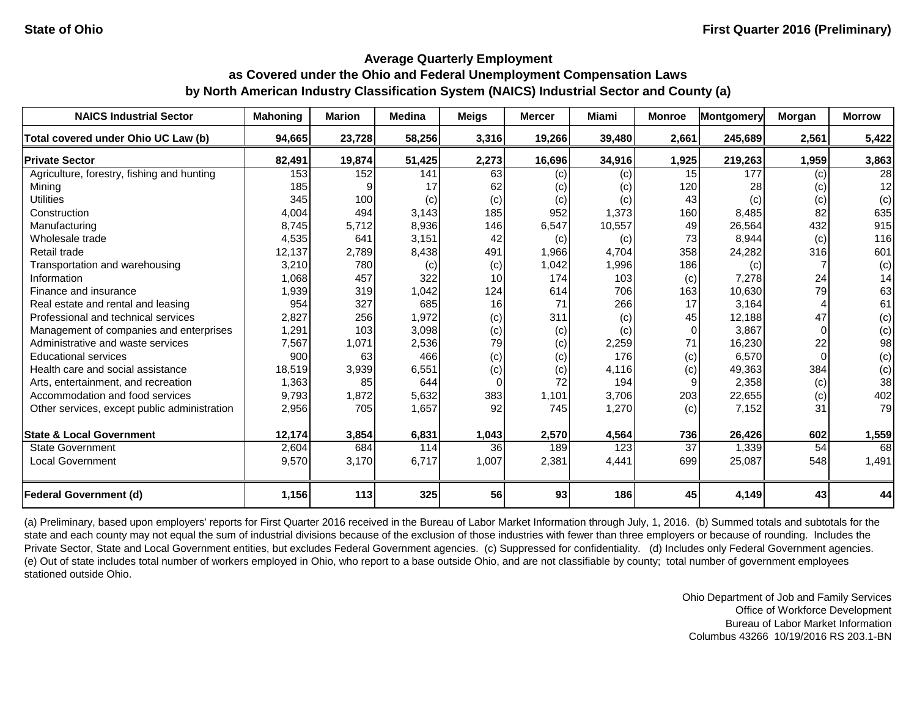State of Ohio | First Quarter 2016 (Preliminary)

## Average Quarterly Employment as Covered under the Ohio and Federal Unemployment Compensation Laws by North American Industry Classification System (NAICS) Industrial Sector and County (a)

| NAICS Industrial Sector | Mahoning | Marion | Medina | Meigs | Mercer | Miami | Monroe | Montgomery | Morgan | Morrow |
|---|---|---|---|---|---|---|---|---|---|---|
| **Total covered under Ohio UC Law (b)** | **94,665** | **23,728** | **58,256** | **3,316** | **19,266** | **39,480** | **2,661** | **245,689** | **2,561** | **5,422** |
| **Private Sector** | **82,491** | **19,874** | **51,425** | **2,273** | **16,696** | **34,916** | **1,925** | **219,263** | **1,959** | **3,863** |
| Agriculture, forestry, fishing and hunting | 153 | 152 | 141 | 63 | (c) | (c) | 15 | 177 | (c) | 28 |
| Mining | 185 | 9 | 17 | 62 | (c) | (c) | 120 | 28 | (c) | 12 |
| Utilities | 345 | 100 | (c) | (c) | (c) | (c) | 43 | (c) | (c) | (c) |
| Construction | 4,004 | 494 | 3,143 | 185 | 952 | 1,373 | 160 | 8,485 | 82 | 635 |
| Manufacturing | 8,745 | 5,712 | 8,936 | 146 | 6,547 | 10,557 | 49 | 26,564 | 432 | 915 |
| Wholesale trade | 4,535 | 641 | 3,151 | 42 | (c) | (c) | 73 | 8,944 | (c) | 116 |
| Retail trade | 12,137 | 2,789 | 8,438 | 491 | 1,966 | 4,704 | 358 | 24,282 | 316 | 601 |
| Transportation and warehousing | 3,210 | 780 | (c) | (c) | 1,042 | 1,996 | 186 | (c) | 7 | (c) |
| Information | 1,068 | 457 | 322 | 10 | 174 | 103 | (c) | 7,278 | 24 | 14 |
| Finance and insurance | 1,939 | 319 | 1,042 | 124 | 614 | 706 | 163 | 10,630 | 79 | 63 |
| Real estate and rental and leasing | 954 | 327 | 685 | 16 | 71 | 266 | 17 | 3,164 | 4 | 61 |
| Professional and technical services | 2,827 | 256 | 1,972 | (c) | 311 | (c) | 45 | 12,188 | 47 | (c) |
| Management of companies and enterprises | 1,291 | 103 | 3,098 | (c) | (c) | (c) | 0 | 3,867 | 0 | (c) |
| Administrative and waste services | 7,567 | 1,071 | 2,536 | 79 | (c) | 2,259 | 71 | 16,230 | 22 | 98 |
| Educational services | 900 | 63 | 466 | (c) | (c) | 176 | (c) | 6,570 | 0 | (c) |
| Health care and social assistance | 18,519 | 3,939 | 6,551 | (c) | (c) | 4,116 | (c) | 49,363 | 384 | (c) |
| Arts, entertainment, and recreation | 1,363 | 85 | 644 | 0 | 72 | 194 | 9 | 2,358 | (c) | 38 |
| Accommodation and food services | 9,793 | 1,872 | 5,632 | 383 | 1,101 | 3,706 | 203 | 22,655 | (c) | 402 |
| Other services, except public administration | 2,956 | 705 | 1,657 | 92 | 745 | 1,270 | (c) | 7,152 | 31 | 79 |
| **State & Local Government** | **12,174** | **3,854** | **6,831** | **1,043** | **2,570** | **4,564** | **736** | **26,426** | **602** | **1,559** |
| State Government | 2,604 | 684 | 114 | 36 | 189 | 123 | 37 | 1,339 | 54 | 68 |
| Local Government | 9,570 | 3,170 | 6,717 | 1,007 | 2,381 | 4,441 | 699 | 25,087 | 548 | 1,491 |
| **Federal Government (d)** | **1,156** | **113** | **325** | **56** | **93** | **186** | **45** | **4,149** | **43** | **44** |

(a) Preliminary, based upon employers' reports for First Quarter 2016 received in the Bureau of Labor Market Information through July, 1, 2016. (b) Summed totals and subtotals for the state and each county may not equal the sum of industrial divisions because of the exclusion of those industries with fewer than three employers or because of rounding. Includes the Private Sector, State and Local Government entities, but excludes Federal Government agencies. (c) Suppressed for confidentiality. (d) Includes only Federal Government agencies. (e) Out of state includes total number of workers employed in Ohio, who report to a base outside Ohio, and are not classifiable by county; total number of government employees stationed outside Ohio.

Ohio Department of Job and Family Services
Office of Workforce Development
Bureau of Labor Market Information
Columbus 43266 10/19/2016 RS 203.1-BN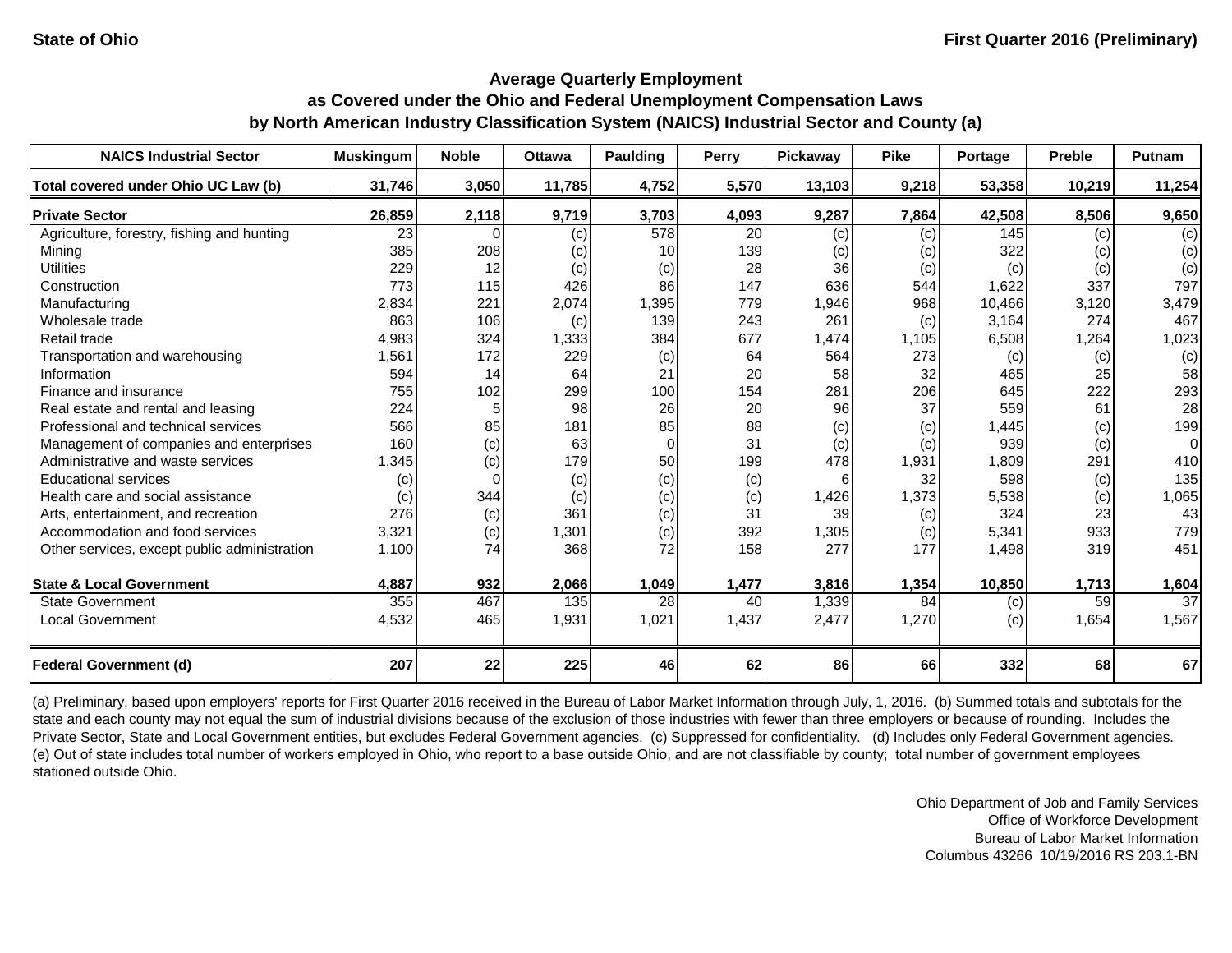State of Ohio

First Quarter 2016 (Preliminary)

## Average Quarterly Employment
## as Covered under the Ohio and Federal Unemployment Compensation Laws
## by North American Industry Classification System (NAICS) Industrial Sector and County (a)

| NAICS Industrial Sector | Muskingum | Noble | Ottawa | Paulding | Perry | Pickaway | Pike | Portage | Preble | Putnam |
|---|---|---|---|---|---|---|---|---|---|---|
| **Total covered under Ohio UC Law (b)** | **31,746** | **3,050** | **11,785** | **4,752** | **5,570** | **13,103** | **9,218** | **53,358** | **10,219** | **11,254** |
| **Private Sector** | **26,859** | **2,118** | **9,719** | **3,703** | **4,093** | **9,287** | **7,864** | **42,508** | **8,506** | **9,650** |
| Agriculture, forestry, fishing and hunting | 23 | 0 | (c) | 578 | 20 | (c) | (c) | 145 | (c) | (c) |
| Mining | 385 | 208 | (c) | 10 | 139 | (c) | (c) | 322 | (c) | (c) |
| Utilities | 229 | 12 | (c) | (c) | 28 | 36 | (c) | (c) | (c) | (c) |
| Construction | 773 | 115 | 426 | 86 | 147 | 636 | 544 | 1,622 | 337 | 797 |
| Manufacturing | 2,834 | 221 | 2,074 | 1,395 | 779 | 1,946 | 968 | 10,466 | 3,120 | 3,479 |
| Wholesale trade | 863 | 106 | (c) | 139 | 243 | 261 | (c) | 3,164 | 274 | 467 |
| Retail trade | 4,983 | 324 | 1,333 | 384 | 677 | 1,474 | 1,105 | 6,508 | 1,264 | 1,023 |
| Transportation and warehousing | 1,561 | 172 | 229 | (c) | 64 | 564 | 273 | (c) | (c) | (c) |
| Information | 594 | 14 | 64 | 21 | 20 | 58 | 32 | 465 | 25 | 58 |
| Finance and insurance | 755 | 102 | 299 | 100 | 154 | 281 | 206 | 645 | 222 | 293 |
| Real estate and rental and leasing | 224 | 5 | 98 | 26 | 20 | 96 | 37 | 559 | 61 | 28 |
| Professional and technical services | 566 | 85 | 181 | 85 | 88 | (c) | (c) | 1,445 | (c) | 199 |
| Management of companies and enterprises | 160 | (c) | 63 | 0 | 31 | (c) | (c) | 939 | (c) | 0 |
| Administrative and waste services | 1,345 | (c) | 179 | 50 | 199 | 478 | 1,931 | 1,809 | 291 | 410 |
| Educational services | (c) | 0 | (c) | (c) | (c) | 6 | 32 | 598 | (c) | 135 |
| Health care and social assistance | (c) | 344 | (c) | (c) | (c) | 1,426 | 1,373 | 5,538 | (c) | 1,065 |
| Arts, entertainment, and recreation | 276 | (c) | 361 | (c) | 31 | 39 | (c) | 324 | 23 | 43 |
| Accommodation and food services | 3,321 | (c) | 1,301 | (c) | 392 | 1,305 | (c) | 5,341 | 933 | 779 |
| Other services, except public administration | 1,100 | 74 | 368 | 72 | 158 | 277 | 177 | 1,498 | 319 | 451 |
| **State & Local Government** | **4,887** | **932** | **2,066** | **1,049** | **1,477** | **3,816** | **1,354** | **10,850** | **1,713** | **1,604** |
| State Government | 355 | 467 | 135 | 28 | 40 | 1,339 | 84 | (c) | 59 | 37 |
| Local Government | 4,532 | 465 | 1,931 | 1,021 | 1,437 | 2,477 | 1,270 | (c) | 1,654 | 1,567 |
| **Federal Government (d)** | **207** | **22** | **225** | **46** | **62** | **86** | **66** | **332** | **68** | **67** |

(a) Preliminary, based upon employers' reports for First Quarter 2016 received in the Bureau of Labor Market Information through July, 1, 2016. (b) Summed totals and subtotals for the state and each county may not equal the sum of industrial divisions because of the exclusion of those industries with fewer than three employers or because of rounding. Includes the Private Sector, State and Local Government entities, but excludes Federal Government agencies. (c) Suppressed for confidentiality. (d) Includes only Federal Government agencies. (e) Out of state includes total number of workers employed in Ohio, who report to a base outside Ohio, and are not classifiable by county; total number of government employees stationed outside Ohio.

Ohio Department of Job and Family Services
Office of Workforce Development
Bureau of Labor Market Information
Columbus 43266 10/19/2016 RS 203.1-BN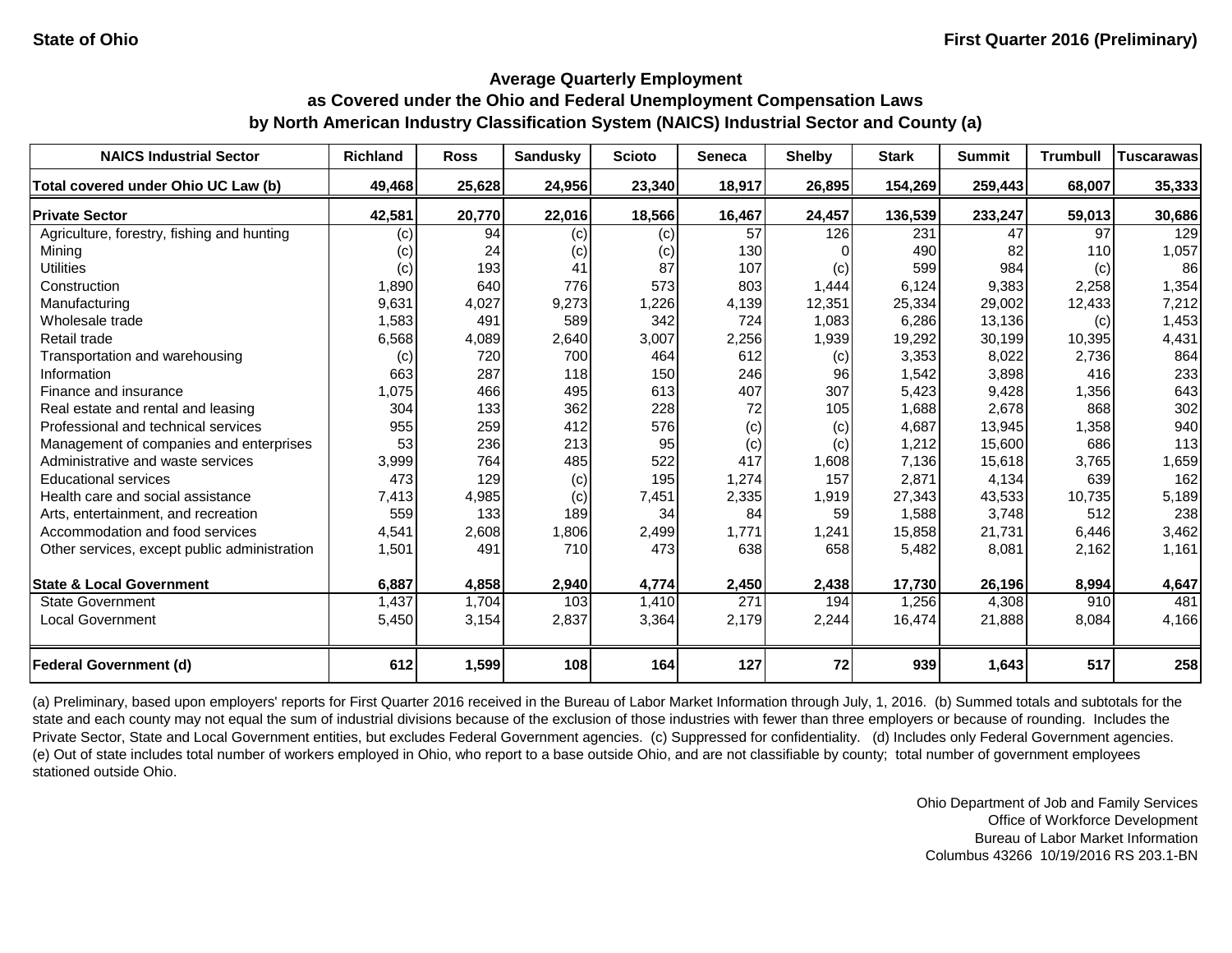State of Ohio

First Quarter 2016 (Preliminary)

## Average Quarterly Employment
## as Covered under the Ohio and Federal Unemployment Compensation Laws
## by North American Industry Classification System (NAICS) Industrial Sector and County (a)

| NAICS Industrial Sector | Richland | Ross | Sandusky | Scioto | Seneca | Shelby | Stark | Summit | Trumbull | Tuscarawas |
|---|---|---|---|---|---|---|---|---|---|---|
| **Total covered under Ohio UC Law (b)** | **49,468** | **25,628** | **24,956** | **23,340** | **18,917** | **26,895** | **154,269** | **259,443** | **68,007** | **35,333** |
| **Private Sector** | **42,581** | **20,770** | **22,016** | **18,566** | **16,467** | **24,457** | **136,539** | **233,247** | **59,013** | **30,686** |
| Agriculture, forestry, fishing and hunting | (c) | 94 | (c) | (c) | 57 | 126 | 231 | 47 | 97 | 129 |
| Mining | (c) | 24 | (c) | (c) | 130 | 0 | 490 | 82 | 110 | 1,057 |
| Utilities | (c) | 193 | 41 | 87 | 107 | (c) | 599 | 984 | (c) | 86 |
| Construction | 1,890 | 640 | 776 | 573 | 803 | 1,444 | 6,124 | 9,383 | 2,258 | 1,354 |
| Manufacturing | 9,631 | 4,027 | 9,273 | 1,226 | 4,139 | 12,351 | 25,334 | 29,002 | 12,433 | 7,212 |
| Wholesale trade | 1,583 | 491 | 589 | 342 | 724 | 1,083 | 6,286 | 13,136 | (c) | 1,453 |
| Retail trade | 6,568 | 4,089 | 2,640 | 3,007 | 2,256 | 1,939 | 19,292 | 30,199 | 10,395 | 4,431 |
| Transportation and warehousing | (c) | 720 | 700 | 464 | 612 | (c) | 3,353 | 8,022 | 2,736 | 864 |
| Information | 663 | 287 | 118 | 150 | 246 | 96 | 1,542 | 3,898 | 416 | 233 |
| Finance and insurance | 1,075 | 466 | 495 | 613 | 407 | 307 | 5,423 | 9,428 | 1,356 | 643 |
| Real estate and rental and leasing | 304 | 133 | 362 | 228 | 72 | 105 | 1,688 | 2,678 | 868 | 302 |
| Professional and technical services | 955 | 259 | 412 | 576 | (c) | (c) | 4,687 | 13,945 | 1,358 | 940 |
| Management of companies and enterprises | 53 | 236 | 213 | 95 | (c) | (c) | 1,212 | 15,600 | 686 | 113 |
| Administrative and waste services | 3,999 | 764 | 485 | 522 | 417 | 1,608 | 7,136 | 15,618 | 3,765 | 1,659 |
| Educational services | 473 | 129 | (c) | 195 | 1,274 | 157 | 2,871 | 4,134 | 639 | 162 |
| Health care and social assistance | 7,413 | 4,985 | (c) | 7,451 | 2,335 | 1,919 | 27,343 | 43,533 | 10,735 | 5,189 |
| Arts, entertainment, and recreation | 559 | 133 | 189 | 34 | 84 | 59 | 1,588 | 3,748 | 512 | 238 |
| Accommodation and food services | 4,541 | 2,608 | 1,806 | 2,499 | 1,771 | 1,241 | 15,858 | 21,731 | 6,446 | 3,462 |
| Other services, except public administration | 1,501 | 491 | 710 | 473 | 638 | 658 | 5,482 | 8,081 | 2,162 | 1,161 |
| **State & Local Government** | **6,887** | **4,858** | **2,940** | **4,774** | **2,450** | **2,438** | **17,730** | **26,196** | **8,994** | **4,647** |
| State Government | 1,437 | 1,704 | 103 | 1,410 | 271 | 194 | 1,256 | 4,308 | 910 | 481 |
| Local Government | 5,450 | 3,154 | 2,837 | 3,364 | 2,179 | 2,244 | 16,474 | 21,888 | 8,084 | 4,166 |
| **Federal Government (d)** | **612** | **1,599** | **108** | **164** | **127** | **72** | **939** | **1,643** | **517** | **258** |

(a) Preliminary, based upon employers' reports for First Quarter 2016 received in the Bureau of Labor Market Information through July, 1, 2016. (b) Summed totals and subtotals for the state and each county may not equal the sum of industrial divisions because of the exclusion of those industries with fewer than three employers or because of rounding. Includes the Private Sector, State and Local Government entities, but excludes Federal Government agencies. (c) Suppressed for confidentiality. (d) Includes only Federal Government agencies. (e) Out of state includes total number of workers employed in Ohio, who report to a base outside Ohio, and are not classifiable by county; total number of government employees stationed outside Ohio.

Ohio Department of Job and Family Services
Office of Workforce Development
Bureau of Labor Market Information
Columbus 43266 10/19/2016 RS 203.1-BN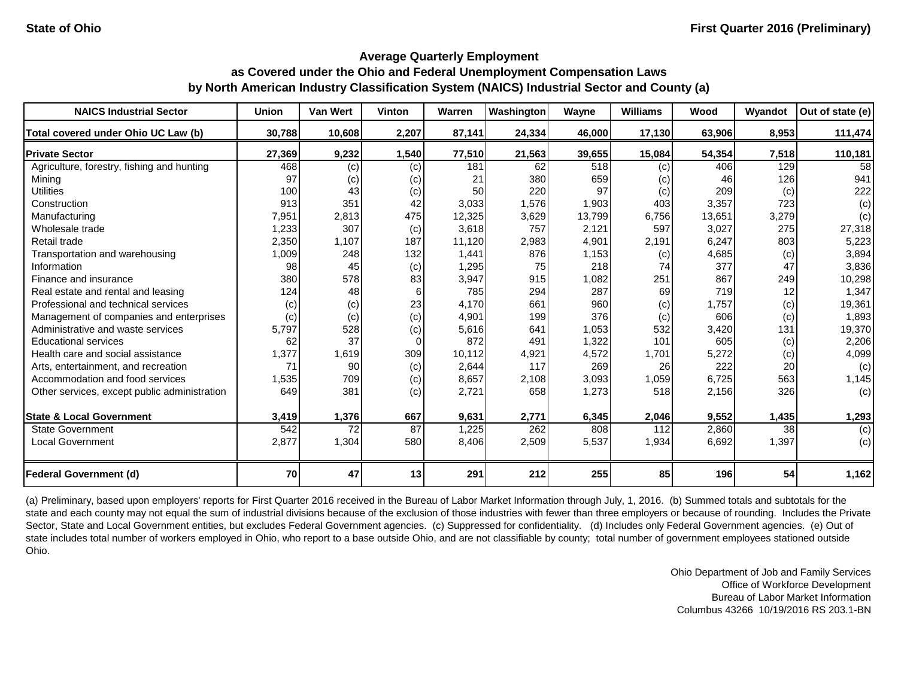**State of Ohio** **First Quarter 2016 (Preliminary)**

## Average Quarterly Employment as Covered under the Ohio and Federal Unemployment Compensation Laws by North American Industry Classification System (NAICS) Industrial Sector and County (a)

| NAICS Industrial Sector | Union | Van Wert | Vinton | Warren | Washington | Wayne | Williams | Wood | Wyandot | Out of state (e) |
|---|---|---|---|---|---|---|---|---|---|---|
| **Total covered under Ohio UC Law (b)** | **30,788** | **10,608** | **2,207** | **87,141** | **24,334** | **46,000** | **17,130** | **63,906** | **8,953** | **111,474** |
| **Private Sector** | **27,369** | **9,232** | **1,540** | **77,510** | **21,563** | **39,655** | **15,084** | **54,354** | **7,518** | **110,181** |
| Agriculture, forestry, fishing and hunting | 468 | (c) | (c) | 181 | 62 | 518 | (c) | 406 | 129 | 58 |
| Mining | 97 | (c) | (c) | 21 | 380 | 659 | (c) | 46 | 126 | 941 |
| Utilities | 100 | 43 | (c) | 50 | 220 | 97 | (c) | 209 | (c) | 222 |
| Construction | 913 | 351 | 42 | 3,033 | 1,576 | 1,903 | 403 | 3,357 | 723 | (c) |
| Manufacturing | 7,951 | 2,813 | 475 | 12,325 | 3,629 | 13,799 | 6,756 | 13,651 | 3,279 | (c) |
| Wholesale trade | 1,233 | 307 | (c) | 3,618 | 757 | 2,121 | 597 | 3,027 | 275 | 27,318 |
| Retail trade | 2,350 | 1,107 | 187 | 11,120 | 2,983 | 4,901 | 2,191 | 6,247 | 803 | 5,223 |
| Transportation and warehousing | 1,009 | 248 | 132 | 1,441 | 876 | 1,153 | (c) | 4,685 | (c) | 3,894 |
| Information | 98 | 45 | (c) | 1,295 | 75 | 218 | 74 | 377 | 47 | 3,836 |
| Finance and insurance | 380 | 578 | 83 | 3,947 | 915 | 1,082 | 251 | 867 | 249 | 10,298 |
| Real estate and rental and leasing | 124 | 48 | 6 | 785 | 294 | 287 | 69 | 719 | 12 | 1,347 |
| Professional and technical services | (c) | (c) | 23 | 4,170 | 661 | 960 | (c) | 1,757 | (c) | 19,361 |
| Management of companies and enterprises | (c) | (c) | (c) | 4,901 | 199 | 376 | (c) | 606 | (c) | 1,893 |
| Administrative and waste services | 5,797 | 528 | (c) | 5,616 | 641 | 1,053 | 532 | 3,420 | 131 | 19,370 |
| Educational services | 62 | 37 | 0 | 872 | 491 | 1,322 | 101 | 605 | (c) | 2,206 |
| Health care and social assistance | 1,377 | 1,619 | 309 | 10,112 | 4,921 | 4,572 | 1,701 | 5,272 | (c) | 4,099 |
| Arts, entertainment, and recreation | 71 | 90 | (c) | 2,644 | 117 | 269 | 26 | 222 | 20 | (c) |
| Accommodation and food services | 1,535 | 709 | (c) | 8,657 | 2,108 | 3,093 | 1,059 | 6,725 | 563 | 1,145 |
| Other services, except public administration | 649 | 381 | (c) | 2,721 | 658 | 1,273 | 518 | 2,156 | 326 | (c) |
| **State & Local Government** | **3,419** | **1,376** | **667** | **9,631** | **2,771** | **6,345** | **2,046** | **9,552** | **1,435** | **1,293** |
| State Government | 542 | 72 | 87 | 1,225 | 262 | 808 | 112 | 2,860 | 38 | (c) |
| Local Government | 2,877 | 1,304 | 580 | 8,406 | 2,509 | 5,537 | 1,934 | 6,692 | 1,397 | (c) |
| **Federal Government (d)** | **70** | **47** | **13** | **291** | **212** | **255** | **85** | **196** | **54** | **1,162** |

(a) Preliminary, based upon employers' reports for First Quarter 2016 received in the Bureau of Labor Market Information through July, 1, 2016. (b) Summed totals and subtotals for the state and each county may not equal the sum of industrial divisions because of the exclusion of those industries with fewer than three employers or because of rounding. Includes the Private Sector, State and Local Government entities, but excludes Federal Government agencies. (c) Suppressed for confidentiality. (d) Includes only Federal Government agencies. (e) Out of state includes total number of workers employed in Ohio, who report to a base outside Ohio, and are not classifiable by county; total number of government employees stationed outside Ohio.

Ohio Department of Job and Family Services
Office of Workforce Development
Bureau of Labor Market Information
Columbus 43266 10/19/2016 RS 203.1-BN